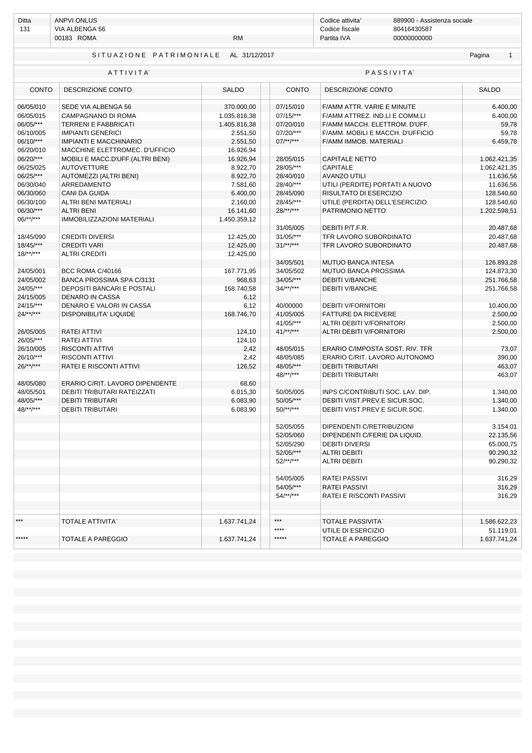| Ditta | ANPVI ONLUS | | Codice attivita' | 889900 - Assistenza sociale |
|---|---|---|---|---|
| 131 | VIA ALBENGA 56 | | Codice fiscale | 80416430587 |
| | 00183 ROMA | RM | Partita IVA | 00000000000 |

## SITUAZIONE PATRIMONIALE AL 31/12/2017

| ATTIVITA` | | | PASSIVITA` | | |
|---|---|---|---|---|---|
| CONTO | DESCRIZIONE CONTO | SALDO | CONTO | DESCRIZIONE CONTO | SALDO |
| 06/05/010 | SEDE VIA ALBENGA 56 | 370.000,00 | 07/15/010 | F/AMM ATTR. VARIE E MINUTE | 6.400,00 |
| 06/05/015 | CAMPAGNANO DI ROMA | 1.035.816,38 | 07/15/*** | F/AMM ATTREZ. IND.LI E COMM.LI | 6.400,00 |
| 06/05/*** | TERRENI E FABBRICATI | 1.405.816,38 | 07/20/010 | F/AMM MACCH. ELETTROM. D'UFF. | 59,78 |
| 06/10/005 | IMPIANTI GENERICI | 2.551,50 | 07/20/*** | F/AMM. MOBILI E MACCH. D'UFFICIO | 59,78 |
| 06/10/*** | IMPIANTI E MACCHINARIO | 2.551,50 | 07/**/*** | F/AMM IMMOB. MATERIALI | 6.459,78 |
| 06/20/010 | MACCHINE ELETTROMEC. D'UFFICIO | 16.926,94 | | | |
| 06/20/*** | MOBILI E MACC.D'UFF.(ALTRI BENI) | 16.926,94 | 28/05/015 | CAPITALE NETTO | 1.062.421,35 |
| 06/25/025 | AUTOVETTURE | 8.922,70 | 28/05/*** | CAPITALE | 1.062.421,35 |
| 06/25/*** | AUTOMEZZI (ALTRI BENI) | 8.922,70 | 28/40/010 | AVANZO UTILI | 11.636,56 |
| 06/30/040 | ARREDAMENTO | 7.581,60 | 28/40/*** | UTILI (PERDITE) PORTATI A NUOVO | 11.636,56 |
| 06/30/060 | CANI DA GUIDA | 6.400,00 | 28/45/090 | RISULTATO DI ESERCIZIO | 128.540,60 |
| 06/30/100 | ALTRI BENI MATERIALI | 2.160,00 | 28/45/*** | UTILE (PERDITA) DELL'ESERCIZIO | 128.540,60 |
| 06/30/*** | ALTRI BENI | 16.141,60 | 28/**/*** | PATRIMONIO NETTO | 1.202.598,51 |
| 06/**/*** | IMMOBILIZZAZIONI MATERIALI | 1.450.359,12 | | | |
| | | | 31/05/005 | DEBITI P/T.F.R. | 20.487,68 |
| 18/45/090 | CREDITI DIVERSI | 12.425,00 | 31/05/*** | TFR LAVORO SUBORDINATO | 20.487,68 |
| 18/45/*** | CREDITI VARI | 12.425,00 | 31/**/*** | TFR LAVORO SUBORDINATO | 20.487,68 |
| 18/**/*** | ALTRI CREDITI | 12.425,00 | | | |
| | | | 34/05/501 | MUTUO BANCA INTESA | 126.893,28 |
| 24/05/001 | BCC ROMA C/40166 | 167.771,95 | 34/05/502 | MUTUO BANCA PROSSIMA | 124.873,30 |
| 24/05/002 | BANCA PROSSIMA SPA C/3131 | 968,63 | 34/05/*** | DEBITI V/BANCHE | 251.766,58 |
| 24/05/*** | DEPOSITI BANCARI E POSTALI | 168.740,58 | 34/**/*** | DEBITI V/BANCHE | 251.766,58 |
| 24/15/005 | DENARO IN CASSA | 6,12 | | | |
| 24/15/*** | DENARO E VALORI IN CASSA | 6,12 | 40/00000 | DEBITI V/FORNITORI | 10.400,00 |
| 24/**/*** | DISPONIBILITA' LIQUIDE | 168.746,70 | 41/05/005 | FATTURE DA RICEVERE | 2.500,00 |
| | | | 41/05/*** | ALTRI DEBITI V/FORNITORI | 2.500,00 |
| 26/05/005 | RATEI ATTIVI | 124,10 | 41/**/*** | ALTRI DEBITI V/FORNITORI | 2.500,00 |
| 26/05/*** | RATEI ATTIVI | 124,10 | | | |
| 26/10/005 | RISCONTI ATTIVI | 2,42 | 48/05/015 | ERARIO C/IMPOSTA SOST. RIV. TFR | 73,07 |
| 26/10/*** | RISCONTI ATTIVI | 2,42 | 48/05/085 | ERARIO C/RIT. LAVORO AUTONOMO | 390,00 |
| 26/**/*** | RATEI E RISCONTI ATTIVI | 126,52 | 48/05/*** | DEBITI TRIBUTARI | 463,07 |
| | | | 48/**/*** | DEBITI TRIBUTARI | 463,07 |
| 48/05/080 | ERARIO C/RIT. LAVORO DIPENDENTE | 68,60 | | | |
| 48/05/501 | DEBITI TRIBUTARI RATEIZZATI | 6.015,30 | 50/05/005 | INPS C/CONTRIBUTI SOC. LAV. DIP. | 1.340,00 |
| 48/05/*** | DEBITI TRIBUTARI | 6.083,90 | 50/05/*** | DEBITI V/IST.PREV.E SICUR.SOC. | 1.340,00 |
| 48/**/*** | DEBITI TRIBUTARI | 6.083,90 | 50/**/*** | DEBITI V/IST.PREV.E SICUR.SOC. | 1.340,00 |
| | | | 52/05/055 | DIPENDENTI C/RETRIBUZIONI | 3.154,01 |
| | | | 52/05/060 | DIPENDENTI C/FERIE DA LIQUID. | 22.135,56 |
| | | | 52/05/290 | DEBITI DIVERSI | 65.000,75 |
| | | | 52/05/*** | ALTRI DEBITI | 90.290,32 |
| | | | 52/**/*** | ALTRI DEBITI | 90.290,32 |
| | | | 54/05/005 | RATEI PASSIVI | 316,29 |
| | | | 54/05/*** | RATEI PASSIVI | 316,29 |
| | | | 54/**/*** | RATEI E RISCONTI PASSIVI | 316,29 |
| *** | TOTALE ATTIVITA` | 1.637.741,24 | *** | TOTALE PASSIVITA` | 1.586.622,23 |
| | | | **** | UTILE DI ESERCIZIO | 51.119,01 |
| ***** | TOTALE A PAREGGIO | 1.637.741,24 | ***** | TOTALE A PAREGGIO | 1.637.741,24 |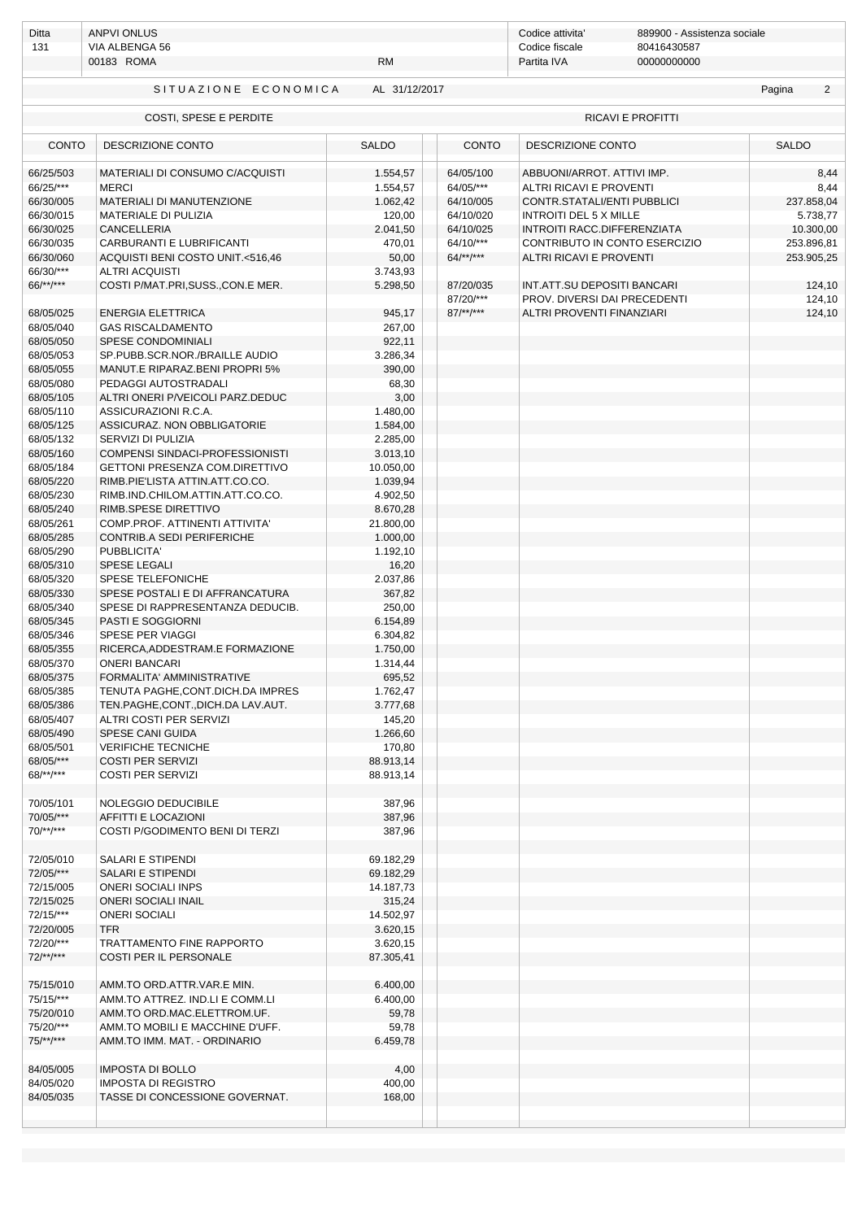| Ditta | ANPVI ONLUS | | Codice attivita' | 889900 - Assistenza sociale |
|---|---|---|---|---|
| 131 | VIA ALBENGA 56 | | Codice fiscale | 80416430587 |
| | 00183 ROMA | RM | Partita IVA | 00000000000 |

## SITUAZIONE ECONOMICA AL 31/12/2017

| COSTI, SPESE E PERDITE | | | RICAVI E PROFITTI | | |
|---|---|---|---|---|---|
| CONTO | DESCRIZIONE CONTO | SALDO | CONTO | DESCRIZIONE CONTO | SALDO |
| 66/25/503 | MATERIALI DI CONSUMO C/ACQUISTI | 1.554,57 | 64/05/100 | ABBUONI/ARROT. ATTIVI IMP. | 8,44 |
| 66/25/*** | MERCI | 1.554,57 | 64/05/*** | ALTRI RICAVI E PROVENTI | 8,44 |
| 66/30/005 | MATERIALI DI MANUTENZIONE | 1.062,42 | 64/10/005 | CONTR.STATALI/ENTI PUBBLICI | 237.858,04 |
| 66/30/015 | MATERIALE DI PULIZIA | 120,00 | 64/10/020 | INTROITI DEL 5 X MILLE | 5.738,77 |
| 66/30/025 | CANCELLERIA | 2.041,50 | 64/10/025 | INTROITI RACC.DIFFERENZIATA | 10.300,00 |
| 66/30/035 | CARBURANTI E LUBRIFICANTI | 470,01 | 64/10/*** | CONTRIBUTO IN CONTO ESERCIZIO | 253.896,81 |
| 66/30/060 | ACQUISTI BENI COSTO UNIT.<516,46 | 50,00 | 64/**/*** | ALTRI RICAVI E PROVENTI | 253.905,25 |
| 66/30/*** | ALTRI ACQUISTI | 3.743,93 | | | |
| 66/**/*** | COSTI P/MAT.PRI,SUSS.,CON.E MER. | 5.298,50 | 87/20/035 | INT.ATT.SU DEPOSITI BANCARI | 124,10 |
| | | | 87/20/*** | PROV. DIVERSI DAI PRECEDENTI | 124,10 |
| 68/05/025 | ENERGIA ELETTRICA | 945,17 | 87/**/*** | ALTRI PROVENTI FINANZIARI | 124,10 |
| 68/05/040 | GAS RISCALDAMENTO | 267,00 | | | |
| 68/05/050 | SPESE CONDOMINIALI | 922,11 | | | |
| 68/05/053 | SP.PUBB.SCR.NOR./BRAILLE AUDIO | 3.286,34 | | | |
| 68/05/055 | MANUT.E RIPARAZ.BENI PROPRI 5% | 390,00 | | | |
| 68/05/080 | PEDAGGI AUTOSTRADALI | 68,30 | | | |
| 68/05/105 | ALTRI ONERI P/VEICOLI PARZ.DEDUC | 3,00 | | | |
| 68/05/110 | ASSICURAZIONI R.C.A. | 1.480,00 | | | |
| 68/05/125 | ASSICURAZ. NON OBBLIGATORIE | 1.584,00 | | | |
| 68/05/132 | SERVIZI DI PULIZIA | 2.285,00 | | | |
| 68/05/160 | COMPENSI SINDACI-PROFESSIONISTI | 3.013,10 | | | |
| 68/05/184 | GETTONI PRESENZA COM.DIRETTIVO | 10.050,00 | | | |
| 68/05/220 | RIMB.PIE'LISTA ATTIN.ATT.CO.CO. | 1.039,94 | | | |
| 68/05/230 | RIMB.IND.CHILOM.ATTIN.ATT.CO.CO. | 4.902,50 | | | |
| 68/05/240 | RIMB.SPESE DIRETTIVO | 8.670,28 | | | |
| 68/05/261 | COMP.PROF. ATTINENTI ATTIVITA' | 21.800,00 | | | |
| 68/05/285 | CONTRIB.A SEDI PERIFERICHE | 1.000,00 | | | |
| 68/05/290 | PUBBLICITA' | 1.192,10 | | | |
| 68/05/310 | SPESE LEGALI | 16,20 | | | |
| 68/05/320 | SPESE TELEFONICHE | 2.037,86 | | | |
| 68/05/330 | SPESE POSTALI E DI AFFRANCATURA | 367,82 | | | |
| 68/05/340 | SPESE DI RAPPRESENTANZA DEDUCIB. | 250,00 | | | |
| 68/05/345 | PASTI E SOGGIORNI | 6.154,89 | | | |
| 68/05/346 | SPESE PER VIAGGI | 6.304,82 | | | |
| 68/05/355 | RICERCA,ADDESTRAM.E FORMAZIONE | 1.750,00 | | | |
| 68/05/370 | ONERI BANCARI | 1.314,44 | | | |
| 68/05/375 | FORMALITA' AMMINISTRATIVE | 695,52 | | | |
| 68/05/385 | TENUTA PAGHE,CONT.DICH.DA IMPRES | 1.762,47 | | | |
| 68/05/386 | TEN.PAGHE,CONT.,DICH.DA LAV.AUT. | 3.777,68 | | | |
| 68/05/407 | ALTRI COSTI PER SERVIZI | 145,20 | | | |
| 68/05/490 | SPESE CANI GUIDA | 1.266,60 | | | |
| 68/05/501 | VERIFICHE TECNICHE | 170,80 | | | |
| 68/05/*** | COSTI PER SERVIZI | 88.913,14 | | | |
| 68/**/*** | COSTI PER SERVIZI | 88.913,14 | | | |
| 70/05/101 | NOLEGGIO DEDUCIBILE | 387,96 | | | |
| 70/05/*** | AFFITTI E LOCAZIONI | 387,96 | | | |
| 70/**/*** | COSTI P/GODIMENTO BENI DI TERZI | 387,96 | | | |
| 72/05/010 | SALARI E STIPENDI | 69.182,29 | | | |
| 72/05/*** | SALARI E STIPENDI | 69.182,29 | | | |
| 72/15/005 | ONERI SOCIALI INPS | 14.187,73 | | | |
| 72/15/025 | ONERI SOCIALI INAIL | 315,24 | | | |
| 72/15/*** | ONERI SOCIALI | 14.502,97 | | | |
| 72/20/005 | TFR | 3.620,15 | | | |
| 72/20/*** | TRATTAMENTO FINE RAPPORTO | 3.620,15 | | | |
| 72/**/*** | COSTI PER IL PERSONALE | 87.305,41 | | | |
| 75/15/010 | AMM.TO ORD.ATTR.VAR.E MIN. | 6.400,00 | | | |
| 75/15/*** | AMM.TO ATTREZ. IND.LI E COMM.LI | 6.400,00 | | | |
| 75/20/010 | AMM.TO ORD.MAC.ELETTROM.UF. | 59,78 | | | |
| 75/20/*** | AMM.TO MOBILI E MACCHINE D'UFF. | 59,78 | | | |
| 75/**/*** | AMM.TO IMM. MAT. - ORDINARIO | 6.459,78 | | | |
| 84/05/005 | IMPOSTA DI BOLLO | 4,00 | | | |
| 84/05/020 | IMPOSTA DI REGISTRO | 400,00 | | | |
| 84/05/035 | TASSE DI CONCESSIONE GOVERNAT. | 168,00 | | | |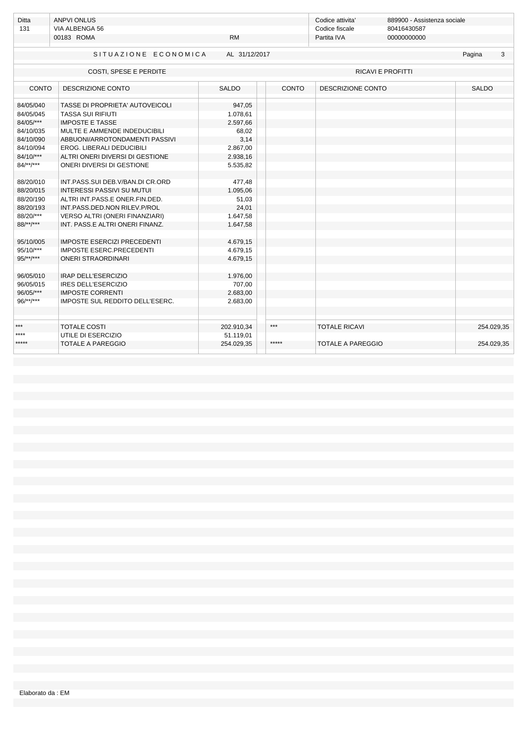| | | | | |
|---|---|---|---|---|
| Ditta | ANPVI ONLUS | | Codice attivita' | 889900 - Assistenza sociale |
| 131 | VIA ALBENGA 56 | | Codice fiscale | 80416430587 |
| | 00183 ROMA | RM | Partita IVA | 00000000000 |

## SITUAZIONE ECONOMICA AL 31/12/2017

| COSTI, SPESE E PERDITE | | | RICAVI E PROFITTI | | |
|---|---|---|---|---|---|
| CONTO | DESCRIZIONE CONTO | SALDO | CONTO | DESCRIZIONE CONTO | SALDO |
| 84/05/040 | TASSE DI PROPRIETA' AUTOVEICOLI | 947,05 | | | |
| 84/05/045 | TASSA SUI RIFIUTI | 1.078,61 | | | |
| 84/05/*** | IMPOSTE E TASSE | 2.597,66 | | | |
| 84/10/035 | MULTE E AMMENDE INDEDUCIBILI | 68,02 | | | |
| 84/10/090 | ABBUONI/ARROTONDAMENTI PASSIVI | 3,14 | | | |
| 84/10/094 | EROG. LIBERALI DEDUCIBILI | 2.867,00 | | | |
| 84/10/*** | ALTRI ONERI DIVERSI DI GESTIONE | 2.938,16 | | | |
| 84/**/*** | ONERI DIVERSI DI GESTIONE | 5.535,82 | | | |
| 88/20/010 | INT.PASS.SUI DEB.V/BAN.DI CR.ORD | 477,48 | | | |
| 88/20/015 | INTERESSI PASSIVI SU MUTUI | 1.095,06 | | | |
| 88/20/190 | ALTRI INT.PASS.E ONER.FIN.DED. | 51,03 | | | |
| 88/20/193 | INT.PASS.DED.NON RILEV.P/ROL | 24,01 | | | |
| 88/20/*** | VERSO ALTRI (ONERI FINANZIARI) | 1.647,58 | | | |
| 88/**/*** | INT. PASS.E ALTRI ONERI FINANZ. | 1.647,58 | | | |
| 95/10/005 | IMPOSTE ESERCIZI PRECEDENTI | 4.679,15 | | | |
| 95/10/*** | IMPOSTE ESERC.PRECEDENTI | 4.679,15 | | | |
| 95/**/*** | ONERI STRAORDINARI | 4.679,15 | | | |
| 96/05/010 | IRAP DELL'ESERCIZIO | 1.976,00 | | | |
| 96/05/015 | IRES DELL'ESERCIZIO | 707,00 | | | |
| 96/05/*** | IMPOSTE CORRENTI | 2.683,00 | | | |
| 96/**/*** | IMPOSTE SUL REDDITO DELL'ESERC. | 2.683,00 | | | |
| *** | TOTALE COSTI | 202.910,34 | *** | TOTALE RICAVI | 254.029,35 |
| **** | UTILE DI ESERCIZIO | 51.119,01 | | | |
| ***** | TOTALE A PAREGGIO | 254.029,35 | ***** | TOTALE A PAREGGIO | 254.029,35 |

Elaborato da : EM